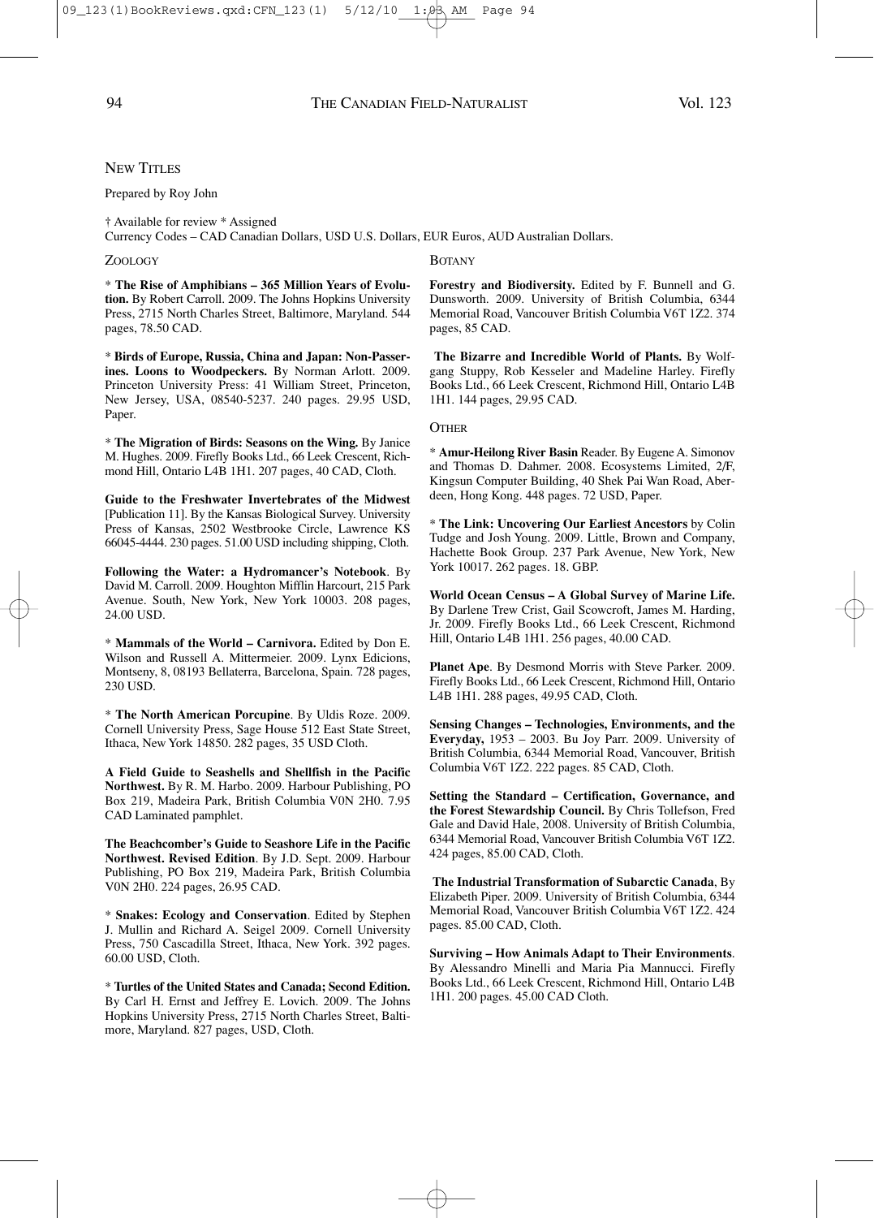## New Titles

Prepared by Roy John

† Available for review * Assigned
Currency Codes – CAD Canadian Dollars, USD U.S. Dollars, EUR Euros, AUD Australian Dollars.

### Zoology

* **The Rise of Amphibians – 365 Million Years of Evolution.** By Robert Carroll. 2009. The Johns Hopkins University Press, 2715 North Charles Street, Baltimore, Maryland. 544 pages, 78.50 CAD.

* **Birds of Europe, Russia, China and Japan: Non-Passerines. Loons to Woodpeckers.** By Norman Arlott. 2009. Princeton University Press: 41 William Street, Princeton, New Jersey, USA, 08540-5237. 240 pages. 29.95 USD, Paper.

* **The Migration of Birds: Seasons on the Wing.** By Janice M. Hughes. 2009. Firefly Books Ltd., 66 Leek Crescent, Richmond Hill, Ontario L4B 1H1. 207 pages, 40 CAD, Cloth.

**Guide to the Freshwater Invertebrates of the Midwest** [Publication 11]. By the Kansas Biological Survey. University Press of Kansas, 2502 Westbrooke Circle, Lawrence KS 66045-4444. 230 pages. 51.00 USD including shipping, Cloth.

**Following the Water: a Hydromancer's Notebook**. By David M. Carroll. 2009. Houghton Mifflin Harcourt, 215 Park Avenue. South, New York, New York 10003. 208 pages, 24.00 USD.

* **Mammals of the World – Carnivora.** Edited by Don E. Wilson and Russell A. Mittermeier. 2009. Lynx Edicions, Montseny, 8, 08193 Bellaterra, Barcelona, Spain. 728 pages, 230 USD.

* **The North American Porcupine**. By Uldis Roze. 2009. Cornell University Press, Sage House 512 East State Street, Ithaca, New York 14850. 282 pages, 35 USD Cloth.

**A Field Guide to Seashells and Shellfish in the Pacific Northwest.** By R. M. Harbo. 2009. Harbour Publishing, PO Box 219, Madeira Park, British Columbia V0N 2H0. 7.95 CAD Laminated pamphlet.

**The Beachcomber's Guide to Seashore Life in the Pacific Northwest. Revised Edition**. By J.D. Sept. 2009. Harbour Publishing, PO Box 219, Madeira Park, British Columbia V0N 2H0. 224 pages, 26.95 CAD.

* **Snakes: Ecology and Conservation**. Edited by Stephen J. Mullin and Richard A. Seigel 2009. Cornell University Press, 750 Cascadilla Street, Ithaca, New York. 392 pages. 60.00 USD, Cloth.

* **Turtles of the United States and Canada; Second Edition.** By Carl H. Ernst and Jeffrey E. Lovich. 2009. The Johns Hopkins University Press, 2715 North Charles Street, Baltimore, Maryland. 827 pages, USD, Cloth.

### Botany

**Forestry and Biodiversity.** Edited by F. Bunnell and G. Dunsworth. 2009. University of British Columbia, 6344 Memorial Road, Vancouver British Columbia V6T 1Z2. 374 pages, 85 CAD.

**The Bizarre and Incredible World of Plants.** By Wolfgang Stuppy, Rob Kesseler and Madeline Harley. Firefly Books Ltd., 66 Leek Crescent, Richmond Hill, Ontario L4B 1H1. 144 pages, 29.95 CAD.

### Other

* **Amur-Heilong River Basin** Reader. By Eugene A. Simonov and Thomas D. Dahmer. 2008. Ecosystems Limited, 2/F, Kingsun Computer Building, 40 Shek Pai Wan Road, Aberdeen, Hong Kong. 448 pages. 72 USD, Paper.

* **The Link: Uncovering Our Earliest Ancestors** by Colin Tudge and Josh Young. 2009. Little, Brown and Company, Hachette Book Group. 237 Park Avenue, New York, New York 10017. 262 pages. 18. GBP.

**World Ocean Census – A Global Survey of Marine Life.** By Darlene Trew Crist, Gail Scowcroft, James M. Harding, Jr. 2009. Firefly Books Ltd., 66 Leek Crescent, Richmond Hill, Ontario L4B 1H1. 256 pages, 40.00 CAD.

**Planet Ape**. By Desmond Morris with Steve Parker. 2009. Firefly Books Ltd., 66 Leek Crescent, Richmond Hill, Ontario L4B 1H1. 288 pages, 49.95 CAD, Cloth.

**Sensing Changes – Technologies, Environments, and the Everyday,** 1953 – 2003. Bu Joy Parr. 2009. University of British Columbia, 6344 Memorial Road, Vancouver, British Columbia V6T 1Z2. 222 pages. 85 CAD, Cloth.

**Setting the Standard – Certification, Governance, and the Forest Stewardship Council.** By Chris Tollefson, Fred Gale and David Hale, 2008. University of British Columbia, 6344 Memorial Road, Vancouver British Columbia V6T 1Z2. 424 pages, 85.00 CAD, Cloth.

**The Industrial Transformation of Subarctic Canada**, By Elizabeth Piper. 2009. University of British Columbia, 6344 Memorial Road, Vancouver British Columbia V6T 1Z2. 424 pages. 85.00 CAD, Cloth.

**Surviving – How Animals Adapt to Their Environments**. By Alessandro Minelli and Maria Pia Mannucci. Firefly Books Ltd., 66 Leek Crescent, Richmond Hill, Ontario L4B 1H1. 200 pages. 45.00 CAD Cloth.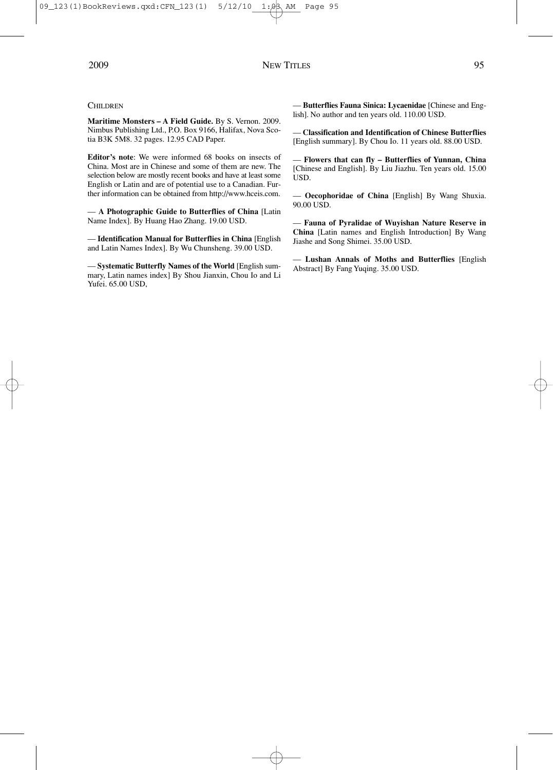### CHILDREN

**Maritime Monsters – A Field Guide.** By S. Vernon. 2009. Nimbus Publishing Ltd., P.O. Box 9166, Halifax, Nova Scotia B3K 5M8. 32 pages. 12.95 CAD Paper.

**Editor's note**: We were informed 68 books on insects of China. Most are in Chinese and some of them are new. The selection below are mostly recent books and have at least some English or Latin and are of potential use to a Canadian. Further information can be obtained from http://www.hceis.com.

— **A Photographic Guide to Butterflies of China** [Latin Name Index]. By Huang Hao Zhang. 19.00 USD.

— **Identification Manual for Butterflies in China** [English and Latin Names Index]. By Wu Chunsheng. 39.00 USD.

— **Systematic Butterfly Names of the World** [English summary, Latin names index] By Shou Jianxin, Chou Io and Li Yufei. 65.00 USD,

— **Butterflies Fauna Sinica: Lycaenidae** [Chinese and English]. No author and ten years old. 110.00 USD.

— **Classification and Identification of Chinese Butterflies** [English summary]. By Chou Io. 11 years old. 88.00 USD.

— **Flowers that can fly – Butterflies of Yunnan, China** [Chinese and English]. By Liu Jiazhu. Ten years old. 15.00 USD.

— **Oecophoridae of China** [English] By Wang Shuxia. 90.00 USD.

— **Fauna of Pyralidae of Wuyishan Nature Reserve in China** [Latin names and English Introduction] By Wang Jiashe and Song Shimei. 35.00 USD.

— **Lushan Annals of Moths and Butterflies** [English Abstract] By Fang Yuqing. 35.00 USD.